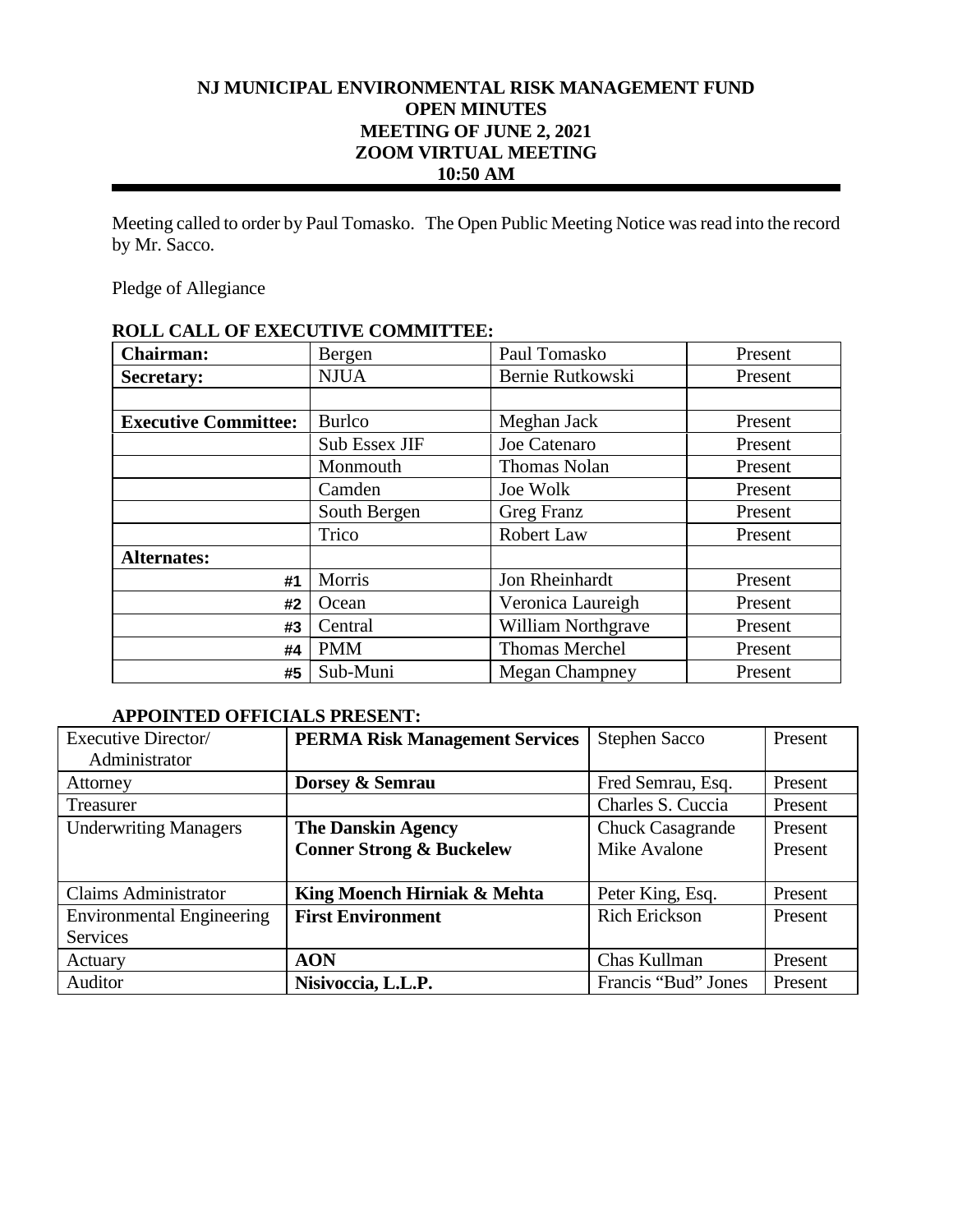# NJ MUNICIPAL ENVIRONMENTAL RISK MANAGEMENT FUND
## OPEN MINUTES
## MEETING OF JUNE 2, 2021
## ZOOM VIRTUAL MEETING
## 10:50 AM

Meeting called to order by Paul Tomasko. The Open Public Meeting Notice was read into the record by Mr. Sacco.

Pledge of Allegiance

**ROLL CALL OF EXECUTIVE COMMITTEE:**

| | | | |
|---|---|---|---|
| **Chairman:** | Bergen | Paul Tomasko | Present |
| **Secretary:** | NJUA | Bernie Rutkowski | Present |
| | | | |
| **Executive Committee:** | Burlco | Meghan Jack | Present |
| | Sub Essex JIF | Joe Catenaro | Present |
| | Monmouth | Thomas Nolan | Present |
| | Camden | Joe Wolk | Present |
| | South Bergen | Greg Franz | Present |
| | Trico | Robert Law | Present |
| **Alternates:** | | | |
| #1 | Morris | Jon Rheinhardt | Present |
| #2 | Ocean | Veronica Laureigh | Present |
| #3 | Central | William Northgrave | Present |
| #4 | PMM | Thomas Merchel | Present |
| #5 | Sub-Muni | Megan Champney | Present |

**APPOINTED OFFICIALS PRESENT:**

| | | | |
|---|---|---|---|
| Executive Director/ Administrator | **PERMA Risk Management Services** | Stephen Sacco | Present |
| Attorney | **Dorsey & Semrau** | Fred Semrau, Esq. | Present |
| Treasurer | | Charles S. Cuccia | Present |
| Underwriting Managers | **The Danskin Agency**<br>**Conner Strong & Buckelew** | Chuck Casagrande<br>Mike Avalone | Present<br>Present |
| Claims Administrator | **King Moench Hirniak & Mehta** | Peter King, Esq. | Present |
| Environmental Engineering Services | **First Environment** | Rich Erickson | Present |
| Actuary | **AON** | Chas Kullman | Present |
| Auditor | **Nisivoccia, L.L.P.** | Francis "Bud" Jones | Present |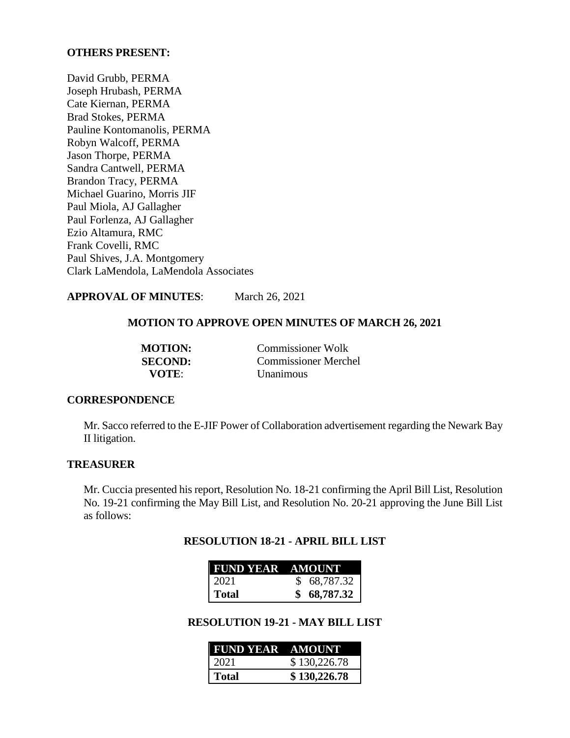**OTHERS PRESENT:**

David Grubb, PERMA
Joseph Hrubash, PERMA
Cate Kiernan, PERMA
Brad Stokes, PERMA
Pauline Kontomanolis, PERMA
Robyn Walcoff, PERMA
Jason Thorpe, PERMA
Sandra Cantwell, PERMA
Brandon Tracy, PERMA
Michael Guarino, Morris JIF
Paul Miola, AJ Gallagher
Paul Forlenza, AJ Gallagher
Ezio Altamura, RMC
Frank Covelli, RMC
Paul Shives, J.A. Montgomery
Clark LaMendola, LaMendola Associates

**APPROVAL OF MINUTES**: March 26, 2021

**MOTION TO APPROVE OPEN MINUTES OF MARCH 26, 2021**

**MOTION:** Commissioner Wolk
**SECOND:** Commissioner Merchel
**VOTE**: Unanimous

**CORRESPONDENCE**

Mr. Sacco referred to the E-JIF Power of Collaboration advertisement regarding the Newark Bay II litigation.

**TREASURER**

Mr. Cuccia presented his report, Resolution No. 18-21 confirming the April Bill List, Resolution No. 19-21 confirming the May Bill List, and Resolution No. 20-21 approving the June Bill List as follows:

**RESOLUTION 18-21 - APRIL BILL LIST**

| FUND YEAR | AMOUNT |
|---|---|
| 2021 | $ 68,787.32 |
| **Total** | **$ 68,787.32** |

**RESOLUTION 19-21 - MAY BILL LIST**

| FUND YEAR | AMOUNT |
|---|---|
| 2021 | $ 130,226.78 |
| **Total** | **$ 130,226.78** |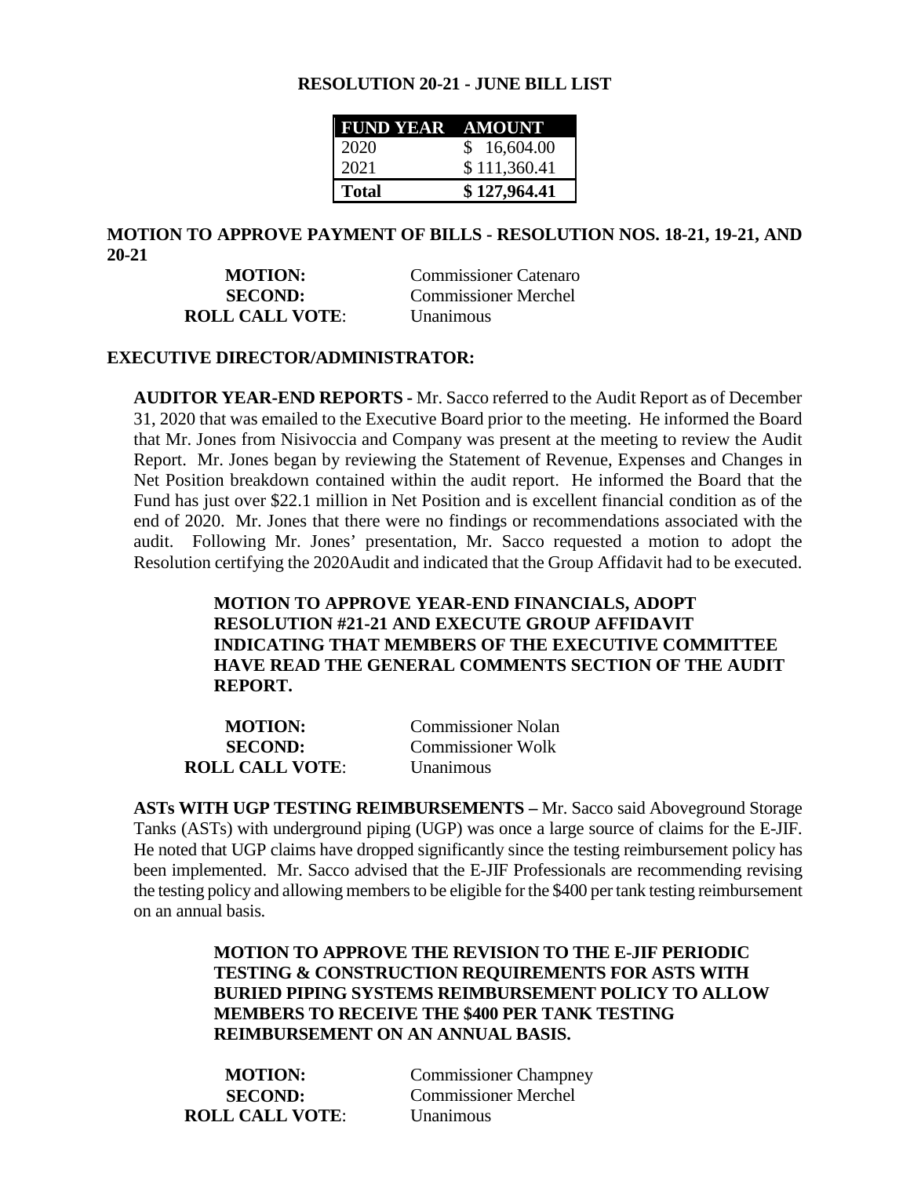**RESOLUTION 20-21 - JUNE BILL LIST**

| FUND YEAR | AMOUNT |
| --- | --- |
| 2020 | $ 16,604.00 |
| 2021 | $ 111,360.41 |
| **Total** | **$ 127,964.41** |

**MOTION TO APPROVE PAYMENT OF BILLS - RESOLUTION NOS. 18-21, 19-21, AND 20-21**

**MOTION:** Commissioner Catenaro
**SECOND:** Commissioner Merchel
**ROLL CALL VOTE**: Unanimous

**EXECUTIVE DIRECTOR/ADMINISTRATOR:**

**AUDITOR YEAR-END REPORTS -** Mr. Sacco referred to the Audit Report as of December 31, 2020 that was emailed to the Executive Board prior to the meeting. He informed the Board that Mr. Jones from Nisivoccia and Company was present at the meeting to review the Audit Report. Mr. Jones began by reviewing the Statement of Revenue, Expenses and Changes in Net Position breakdown contained within the audit report. He informed the Board that the Fund has just over $22.1 million in Net Position and is excellent financial condition as of the end of 2020. Mr. Jones that there were no findings or recommendations associated with the audit. Following Mr. Jones' presentation, Mr. Sacco requested a motion to adopt the Resolution certifying the 2020Audit and indicated that the Group Affidavit had to be executed.

**MOTION TO APPROVE YEAR-END FINANCIALS, ADOPT RESOLUTION #21-21 AND EXECUTE GROUP AFFIDAVIT INDICATING THAT MEMBERS OF THE EXECUTIVE COMMITTEE HAVE READ THE GENERAL COMMENTS SECTION OF THE AUDIT REPORT.**

**MOTION:** Commissioner Nolan
**SECOND:** Commissioner Wolk
**ROLL CALL VOTE**: Unanimous

**ASTs WITH UGP TESTING REIMBURSEMENTS –** Mr. Sacco said Aboveground Storage Tanks (ASTs) with underground piping (UGP) was once a large source of claims for the E-JIF. He noted that UGP claims have dropped significantly since the testing reimbursement policy has been implemented. Mr. Sacco advised that the E-JIF Professionals are recommending revising the testing policy and allowing members to be eligible for the $400 per tank testing reimbursement on an annual basis.

**MOTION TO APPROVE THE REVISION TO THE E-JIF PERIODIC TESTING & CONSTRUCTION REQUIREMENTS FOR ASTS WITH BURIED PIPING SYSTEMS REIMBURSEMENT POLICY TO ALLOW MEMBERS TO RECEIVE THE $400 PER TANK TESTING REIMBURSEMENT ON AN ANNUAL BASIS.**

**MOTION:** Commissioner Champney
**SECOND:** Commissioner Merchel
**ROLL CALL VOTE**: Unanimous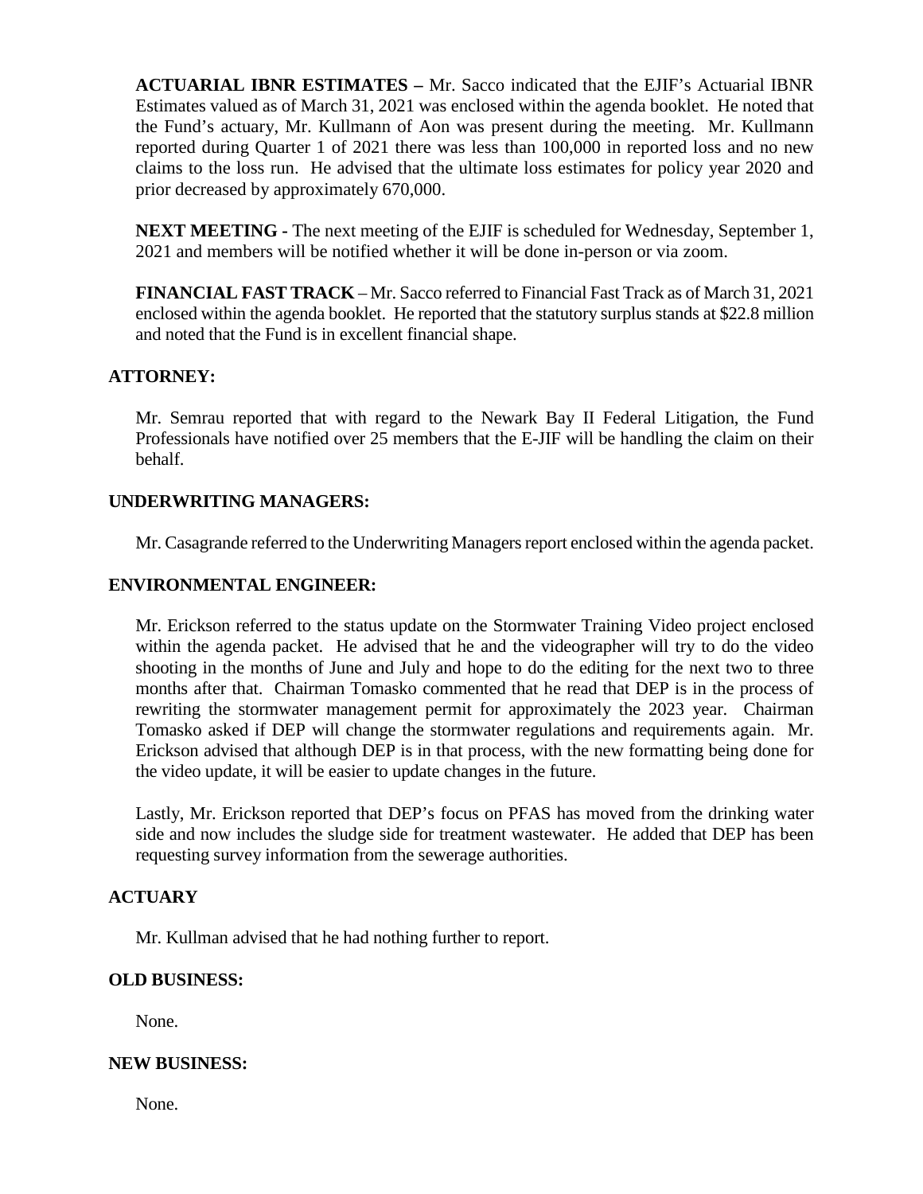**ACTUARIAL IBNR ESTIMATES –** Mr. Sacco indicated that the EJIF's Actuarial IBNR Estimates valued as of March 31, 2021 was enclosed within the agenda booklet. He noted that the Fund's actuary, Mr. Kullmann of Aon was present during the meeting. Mr. Kullmann reported during Quarter 1 of 2021 there was less than 100,000 in reported loss and no new claims to the loss run. He advised that the ultimate loss estimates for policy year 2020 and prior decreased by approximately 670,000.

**NEXT MEETING -** The next meeting of the EJIF is scheduled for Wednesday, September 1, 2021 and members will be notified whether it will be done in-person or via zoom.

**FINANCIAL FAST TRACK** – Mr. Sacco referred to Financial Fast Track as of March 31, 2021 enclosed within the agenda booklet. He reported that the statutory surplus stands at $22.8 million and noted that the Fund is in excellent financial shape.

## ATTORNEY:

Mr. Semrau reported that with regard to the Newark Bay II Federal Litigation, the Fund Professionals have notified over 25 members that the E-JIF will be handling the claim on their behalf.

## UNDERWRITING MANAGERS:

Mr. Casagrande referred to the Underwriting Managers report enclosed within the agenda packet.

## ENVIRONMENTAL ENGINEER:

Mr. Erickson referred to the status update on the Stormwater Training Video project enclosed within the agenda packet. He advised that he and the videographer will try to do the video shooting in the months of June and July and hope to do the editing for the next two to three months after that. Chairman Tomasko commented that he read that DEP is in the process of rewriting the stormwater management permit for approximately the 2023 year. Chairman Tomasko asked if DEP will change the stormwater regulations and requirements again. Mr. Erickson advised that although DEP is in that process, with the new formatting being done for the video update, it will be easier to update changes in the future.

Lastly, Mr. Erickson reported that DEP's focus on PFAS has moved from the drinking water side and now includes the sludge side for treatment wastewater. He added that DEP has been requesting survey information from the sewerage authorities.

## ACTUARY

Mr. Kullman advised that he had nothing further to report.

## OLD BUSINESS:

None.

## NEW BUSINESS:

None.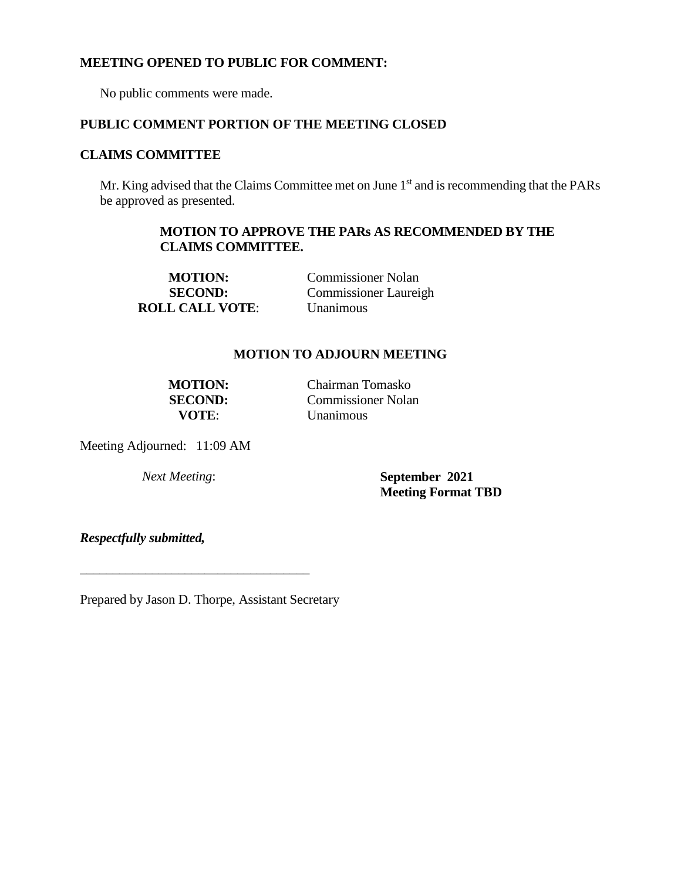**MEETING OPENED TO PUBLIC FOR COMMENT:**

No public comments were made.

**PUBLIC COMMENT PORTION OF THE MEETING CLOSED**

**CLAIMS COMMITTEE**

Mr. King advised that the Claims Committee met on June 1st and is recommending that the PARs be approved as presented.

**MOTION TO APPROVE THE PARs AS RECOMMENDED BY THE CLAIMS COMMITTEE.**

**MOTION:** Commissioner Nolan
**SECOND:** Commissioner Laureigh
**ROLL CALL VOTE**: Unanimous

**MOTION TO ADJOURN MEETING**

**MOTION:** Chairman Tomasko
**SECOND:** Commissioner Nolan
**VOTE**: Unanimous

Meeting Adjourned: 11:09 AM

*Next Meeting*: **September 2021**
**Meeting Format TBD**

***Respectfully submitted,***

\_\_\_\_\_\_\_\_\_\_\_\_\_\_\_\_\_\_\_\_\_\_\_\_\_\_\_\_\_\_\_\_\_\_

Prepared by Jason D. Thorpe, Assistant Secretary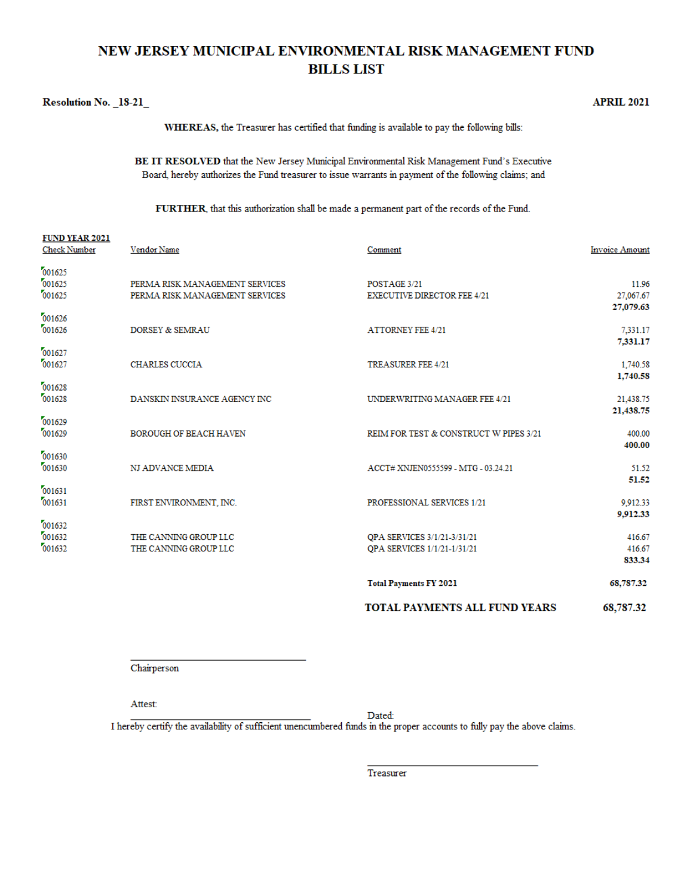# NEW JERSEY MUNICIPAL ENVIRONMENTAL RISK MANAGEMENT FUND
# BILLS LIST

**Resolution No. _18-21_** **APRIL 2021**

**WHEREAS,** the Treasurer has certified that funding is available to pay the following bills:

**BE IT RESOLVED** that the New Jersey Municipal Environmental Risk Management Fund's Executive Board, hereby authorizes the Fund treasurer to issue warrants in payment of the following claims; and

**FURTHER**, that this authorization shall be made a permanent part of the records of the Fund.

**FUND YEAR 2021**

| Check Number | Vendor Name | Comment | Invoice Amount |
|---|---|---|---|
| 001625 | | | |
| 001625 | PERMA RISK MANAGEMENT SERVICES | POSTAGE 3/21 | 11.96 |
| 001625 | PERMA RISK MANAGEMENT SERVICES | EXECUTIVE DIRECTOR FEE 4/21 | 27,067.67 |
| | | | **27,079.63** |
| 001626 | | | |
| 001626 | DORSEY & SEMRAU | ATTORNEY FEE 4/21 | 7,331.17 |
| | | | **7,331.17** |
| 001627 | | | |
| 001627 | CHARLES CUCCIA | TREASURER FEE 4/21 | 1,740.58 |
| | | | **1,740.58** |
| 001628 | | | |
| 001628 | DANSKIN INSURANCE AGENCY INC | UNDERWRITING MANAGER FEE 4/21 | 21,438.75 |
| | | | **21,438.75** |
| 001629 | | | |
| 001629 | BOROUGH OF BEACH HAVEN | REIM FOR TEST & CONSTRUCT W PIPES 3/21 | 400.00 |
| | | | **400.00** |
| 001630 | | | |
| 001630 | NJ ADVANCE MEDIA | ACCT# XNJEN0555599 - MTG - 03.24.21 | 51.52 |
| | | | **51.52** |
| 001631 | | | |
| 001631 | FIRST ENVIRONMENT, INC. | PROFESSIONAL SERVICES 1/21 | 9,912.33 |
| | | | **9,912.33** |
| 001632 | | | |
| 001632 | THE CANNING GROUP LLC | QPA SERVICES 3/1/21-3/31/21 | 416.67 |
| 001632 | THE CANNING GROUP LLC | QPA SERVICES 1/1/21-1/31/21 | 416.67 |
| | | | **833.34** |
| | | **Total Payments FY 2021** | **68,787.32** |
| | | **TOTAL PAYMENTS ALL FUND YEARS** | **68,787.32** |

\_\_\_\_\_\_\_\_\_\_\_\_\_\_\_\_\_\_\_\_\_\_\_\_\_\_\_\_\_\_\_\_
Chairperson

Attest:

\_\_\_\_\_\_\_\_\_\_\_\_\_\_\_\_\_\_\_\_\_\_\_\_\_\_\_\_\_\_\_\_ Dated:

I hereby certify the availability of sufficient unencumbered funds in the proper accounts to fully pay the above claims.

\_\_\_\_\_\_\_\_\_\_\_\_\_\_\_\_\_\_\_\_\_\_\_\_\_\_\_\_\_\_\_\_
Treasurer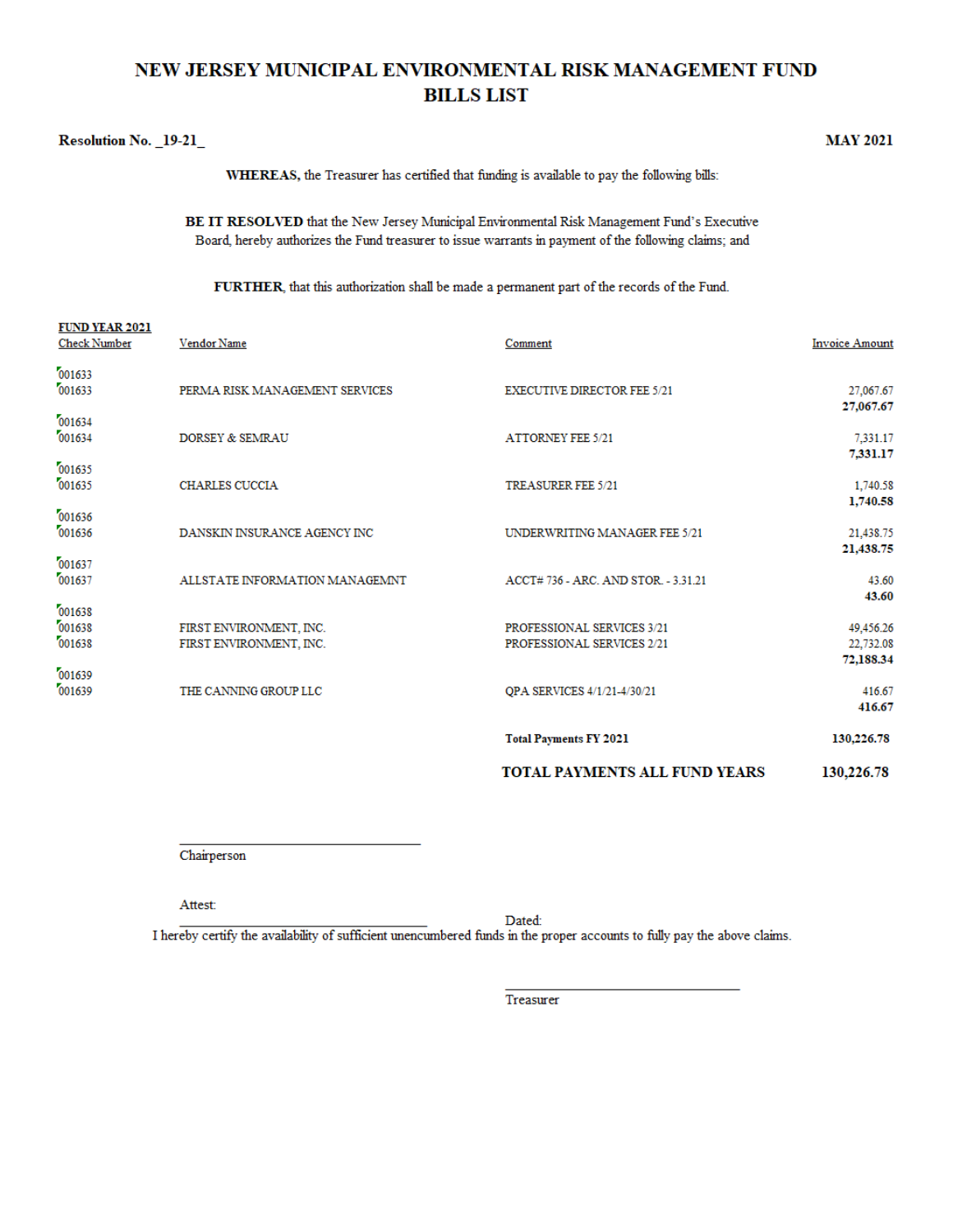# NEW JERSEY MUNICIPAL ENVIRONMENTAL RISK MANAGEMENT FUND
# BILLS LIST

**Resolution No. _19-21_** **MAY 2021**

**WHEREAS,** the Treasurer has certified that funding is available to pay the following bills:

**BE IT RESOLVED** that the New Jersey Municipal Environmental Risk Management Fund's Executive Board, hereby authorizes the Fund treasurer to issue warrants in payment of the following claims; and

**FURTHER**, that this authorization shall be made a permanent part of the records of the Fund.

**FUND YEAR 2021**

| Check Number | Vendor Name | Comment | Invoice Amount |
|---|---|---|---|
| 001633 | | | |
| 001633 | PERMA RISK MANAGEMENT SERVICES | EXECUTIVE DIRECTOR FEE 5/21 | 27,067.67 |
| | | | **27,067.67** |
| 001634 | | | |
| 001634 | DORSEY & SEMRAU | ATTORNEY FEE 5/21 | 7,331.17 |
| | | | **7,331.17** |
| 001635 | | | |
| 001635 | CHARLES CUCCIA | TREASURER FEE 5/21 | 1,740.58 |
| | | | **1,740.58** |
| 001636 | | | |
| 001636 | DANSKIN INSURANCE AGENCY INC | UNDERWRITING MANAGER FEE 5/21 | 21,438.75 |
| | | | **21,438.75** |
| 001637 | | | |
| 001637 | ALLSTATE INFORMATION MANAGEMNT | ACCT# 736 - ARC. AND STOR. - 3.31.21 | 43.60 |
| | | | **43.60** |
| 001638 | | | |
| 001638 | FIRST ENVIRONMENT, INC. | PROFESSIONAL SERVICES 3/21 | 49,456.26 |
| 001638 | FIRST ENVIRONMENT, INC. | PROFESSIONAL SERVICES 2/21 | 22,732.08 |
| | | | **72,188.34** |
| 001639 | | | |
| 001639 | THE CANNING GROUP LLC | QPA SERVICES 4/1/21-4/30/21 | 416.67 |
| | | | **416.67** |
| | | **Total Payments FY 2021** | **130,226.78** |
| | | **TOTAL PAYMENTS ALL FUND YEARS** | **130,226.78** |

\_\_\_\_\_\_\_\_\_\_\_\_\_\_\_\_\_\_\_\_\_\_\_\_\_\_\_\_\_\_
Chairperson

Attest:
\_\_\_\_\_\_\_\_\_\_\_\_\_\_\_\_\_\_\_\_\_\_\_\_\_\_\_\_\_\_ Dated:

I hereby certify the availability of sufficient unencumbered funds in the proper accounts to fully pay the above claims.

\_\_\_\_\_\_\_\_\_\_\_\_\_\_\_\_\_\_\_\_\_\_\_\_\_\_\_\_\_\_
Treasurer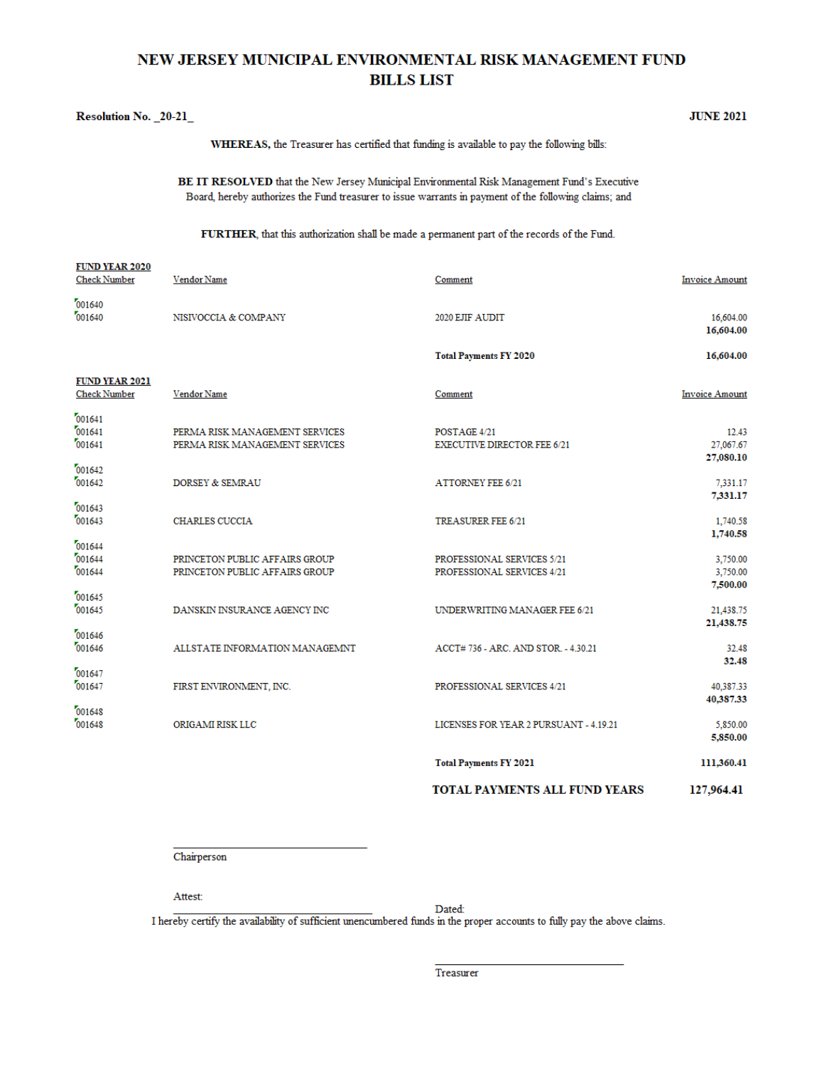# NEW JERSEY MUNICIPAL ENVIRONMENTAL RISK MANAGEMENT FUND
## BILLS LIST

**Resolution No. _20-21_** **JUNE 2021**

**WHEREAS,** the Treasurer has certified that funding is available to pay the following bills:

**BE IT RESOLVED** that the New Jersey Municipal Environmental Risk Management Fund's Executive Board, hereby authorizes the Fund treasurer to issue warrants in payment of the following claims; and

**FURTHER**, that this authorization shall be made a permanent part of the records of the Fund.

**FUND YEAR 2020**

| Check Number | Vendor Name | Comment | Invoice Amount |
|---|---|---|---|
| 001640 | | | |
| 001640 | NISIVOCCIA & COMPANY | 2020 EJIF AUDIT | 16,604.00 |
| | | | **16,604.00** |
| | | **Total Payments FY 2020** | **16,604.00** |

**FUND YEAR 2021**

| Check Number | Vendor Name | Comment | Invoice Amount |
|---|---|---|---|
| 001641 | | | |
| 001641 | PERMA RISK MANAGEMENT SERVICES | POSTAGE 4/21 | 12.43 |
| 001641 | PERMA RISK MANAGEMENT SERVICES | EXECUTIVE DIRECTOR FEE 6/21 | 27,067.67 |
| | | | **27,080.10** |
| 001642 | | | |
| 001642 | DORSEY & SEMRAU | ATTORNEY FEE 6/21 | 7,331.17 |
| | | | **7,331.17** |
| 001643 | | | |
| 001643 | CHARLES CUCCIA | TREASURER FEE 6/21 | 1,740.58 |
| | | | **1,740.58** |
| 001644 | | | |
| 001644 | PRINCETON PUBLIC AFFAIRS GROUP | PROFESSIONAL SERVICES 5/21 | 3,750.00 |
| 001644 | PRINCETON PUBLIC AFFAIRS GROUP | PROFESSIONAL SERVICES 4/21 | 3,750.00 |
| | | | **7,500.00** |
| 001645 | | | |
| 001645 | DANSKIN INSURANCE AGENCY INC | UNDERWRITING MANAGER FEE 6/21 | 21,438.75 |
| | | | **21,438.75** |
| 001646 | | | |
| 001646 | ALLSTATE INFORMATION MANAGEMNT | ACCT# 736 - ARC. AND STOR. - 4.30.21 | 32.48 |
| | | | **32.48** |
| 001647 | | | |
| 001647 | FIRST ENVIRONMENT, INC. | PROFESSIONAL SERVICES 4/21 | 40,387.33 |
| | | | **40,387.33** |
| 001648 | | | |
| 001648 | ORIGAMI RISK LLC | LICENSES FOR YEAR 2 PURSUANT - 4.19.21 | 5,850.00 |
| | | | **5,850.00** |
| | | **Total Payments FY 2021** | **111,360.41** |
| | | **TOTAL PAYMENTS ALL FUND YEARS** | **127,964.41** |

\_\_\_\_\_\_\_\_\_\_\_\_\_\_\_\_\_\_\_\_\_\_\_\_\_\_\_\_\_\_
Chairperson

Attest:

\_\_\_\_\_\_\_\_\_\_\_\_\_\_\_\_\_\_\_\_\_\_\_\_\_\_\_\_\_\_ Dated:

I hereby certify the availability of sufficient unencumbered funds in the proper accounts to fully pay the above claims.

\_\_\_\_\_\_\_\_\_\_\_\_\_\_\_\_\_\_\_\_\_\_\_\_\_\_\_\_\_\_
Treasurer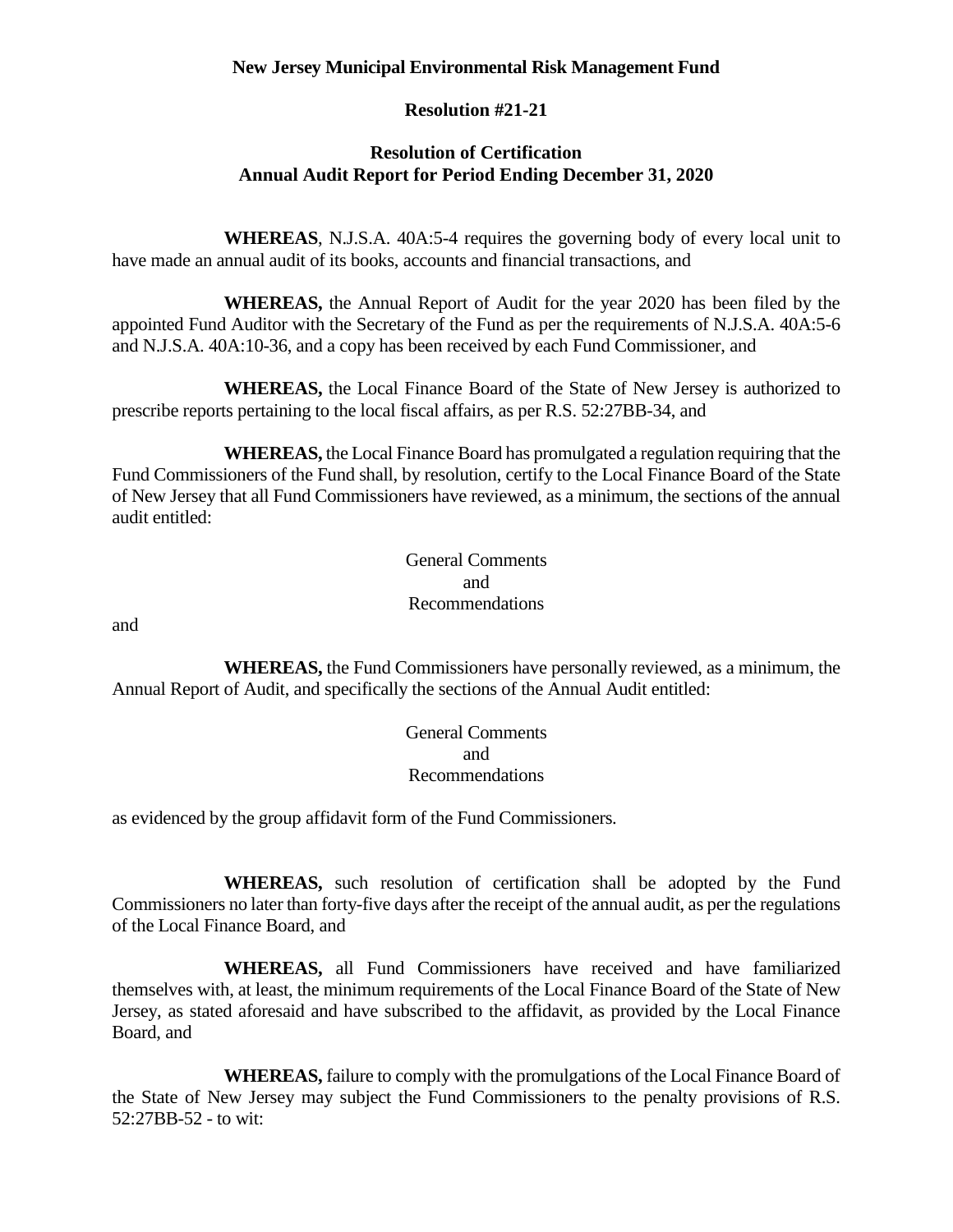**New Jersey Municipal Environmental Risk Management Fund**

**Resolution #21-21**

**Resolution of Certification**
**Annual Audit Report for Period Ending December 31, 2020**

**WHEREAS**, N.J.S.A. 40A:5-4 requires the governing body of every local unit to have made an annual audit of its books, accounts and financial transactions, and

**WHEREAS,** the Annual Report of Audit for the year 2020 has been filed by the appointed Fund Auditor with the Secretary of the Fund as per the requirements of N.J.S.A. 40A:5-6 and N.J.S.A. 40A:10-36, and a copy has been received by each Fund Commissioner, and

**WHEREAS,** the Local Finance Board of the State of New Jersey is authorized to prescribe reports pertaining to the local fiscal affairs, as per R.S. 52:27BB-34, and

**WHEREAS,** the Local Finance Board has promulgated a regulation requiring that the Fund Commissioners of the Fund shall, by resolution, certify to the Local Finance Board of the State of New Jersey that all Fund Commissioners have reviewed, as a minimum, the sections of the annual audit entitled:

General Comments
and
Recommendations

and

**WHEREAS,** the Fund Commissioners have personally reviewed, as a minimum, the Annual Report of Audit, and specifically the sections of the Annual Audit entitled:

General Comments
and
Recommendations

as evidenced by the group affidavit form of the Fund Commissioners.

**WHEREAS,** such resolution of certification shall be adopted by the Fund Commissioners no later than forty-five days after the receipt of the annual audit, as per the regulations of the Local Finance Board, and

**WHEREAS,** all Fund Commissioners have received and have familiarized themselves with, at least, the minimum requirements of the Local Finance Board of the State of New Jersey, as stated aforesaid and have subscribed to the affidavit, as provided by the Local Finance Board, and

**WHEREAS,** failure to comply with the promulgations of the Local Finance Board of the State of New Jersey may subject the Fund Commissioners to the penalty provisions of R.S. 52:27BB-52 - to wit: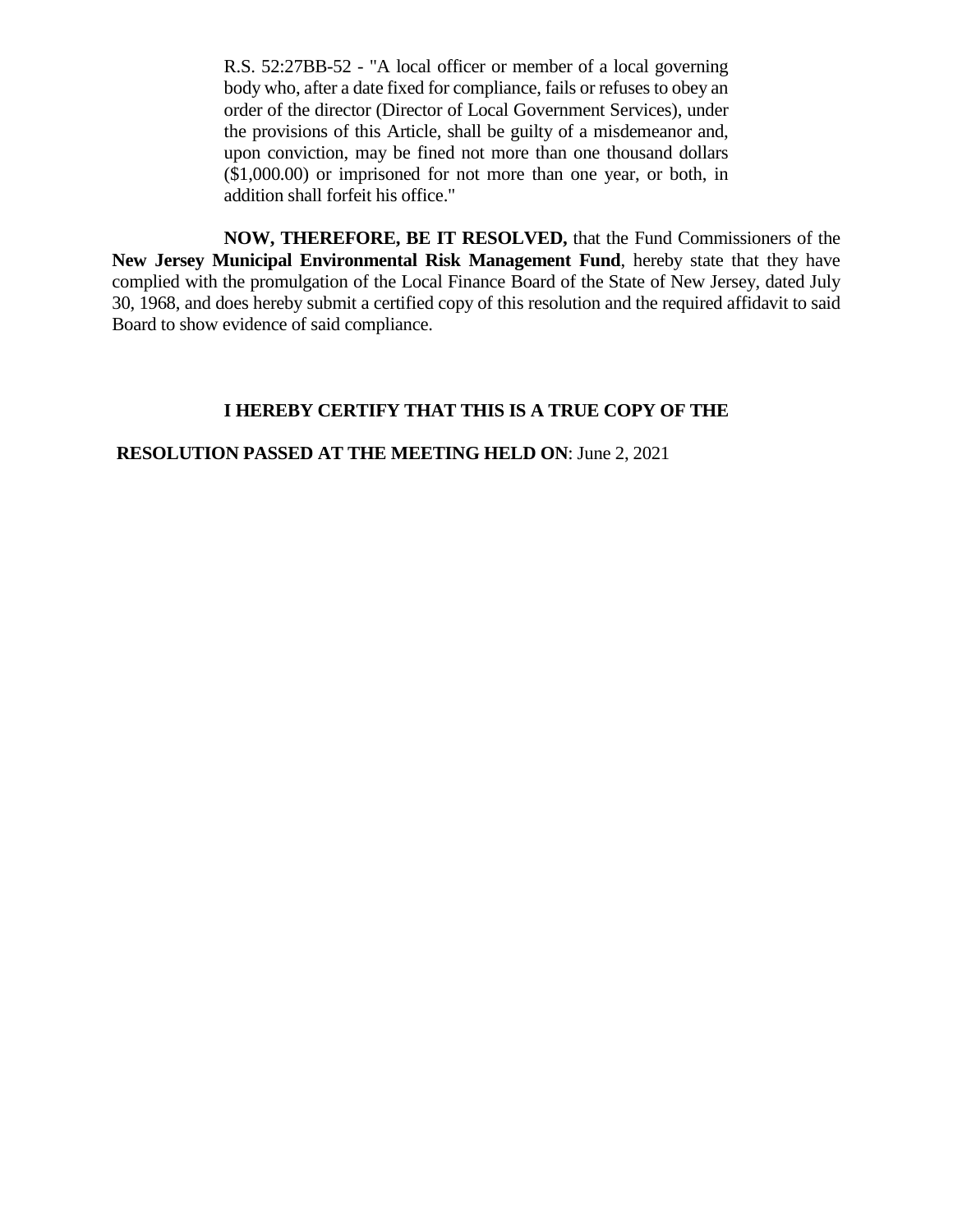> R.S. 52:27BB-52 - "A local officer or member of a local governing body who, after a date fixed for compliance, fails or refuses to obey an order of the director (Director of Local Government Services), under the provisions of this Article, shall be guilty of a misdemeanor and, upon conviction, may be fined not more than one thousand dollars ($1,000.00) or imprisoned for not more than one year, or both, in addition shall forfeit his office."

**NOW, THEREFORE, BE IT RESOLVED,** that the Fund Commissioners of the **New Jersey Municipal Environmental Risk Management Fund**, hereby state that they have complied with the promulgation of the Local Finance Board of the State of New Jersey, dated July 30, 1968, and does hereby submit a certified copy of this resolution and the required affidavit to said Board to show evidence of said compliance.

**I HEREBY CERTIFY THAT THIS IS A TRUE COPY OF THE**

**RESOLUTION PASSED AT THE MEETING HELD ON**: June 2, 2021